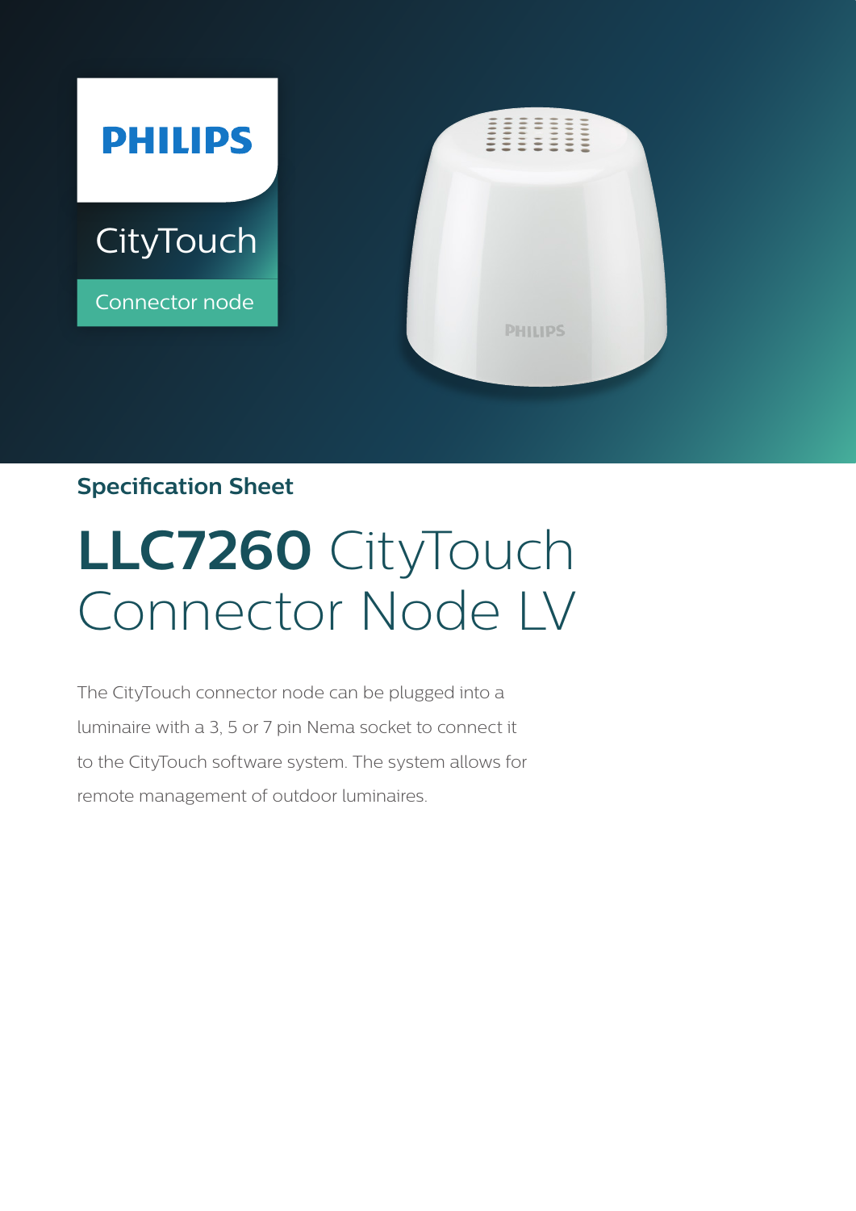PHILIPS

CityTouch

Connector node

**Specification Sheet**

# **LLC7260** CityTouch Connector Node LV

The CityTouch connector node can be plugged into a luminaire with a 3, 5 or 7 pin Nema socket to connect it to the CityTouch software system. The system allows for remote management of outdoor luminaires.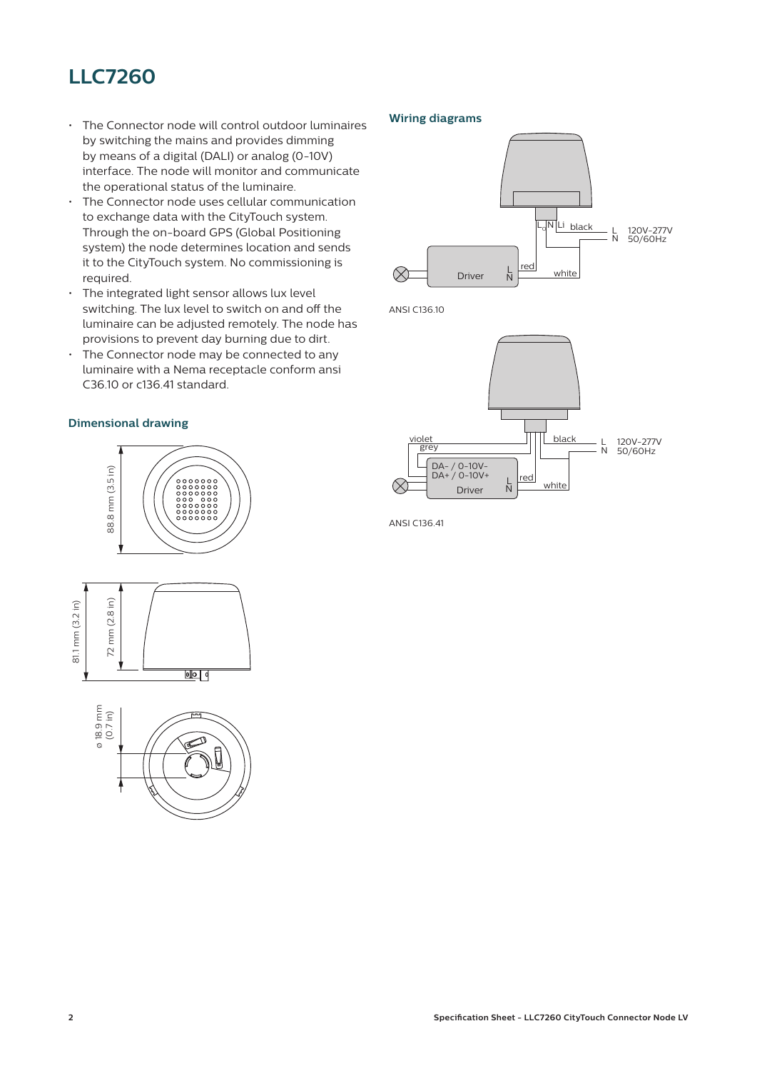# LLC7260

- The Connector node will control outdoor luminaires by switching the mains and provides dimming by means of a digital (DALI) or analog (0-10V) interface. The node will monitor and communicate the operational status of the luminaire.
- The Connector node uses cellular communication to exchange data with the CityTouch system. Through the on-board GPS (Global Positioning system) the node determines location and sends it to the CityTouch system. No commissioning is required.
- The integrated light sensor allows lux level switching. The lux level to switch on and off the luminaire can be adjusted remotely. The node has provisions to prevent day burning due to dirt.
- The Connector node may be connected to any luminaire with a Nema receptacle conform ansi C36.10 or c136.41 standard.

## Dimensional drawing

88.8 mm (3.5 in)

81.1 mm (3.2 in)

72 mm (2.8 in)

ø 18.9 mm (0.7 in)

## Wiring diagrams

Lo N Li black L N 120V-277V 50/60Hz

Driver L N red white

ANSI C136.10

violet grey black L N 120V-277V 50/60Hz

DA- / 0-10V- DA+ / 0-10V+ Driver L N red white

ANSI C136.41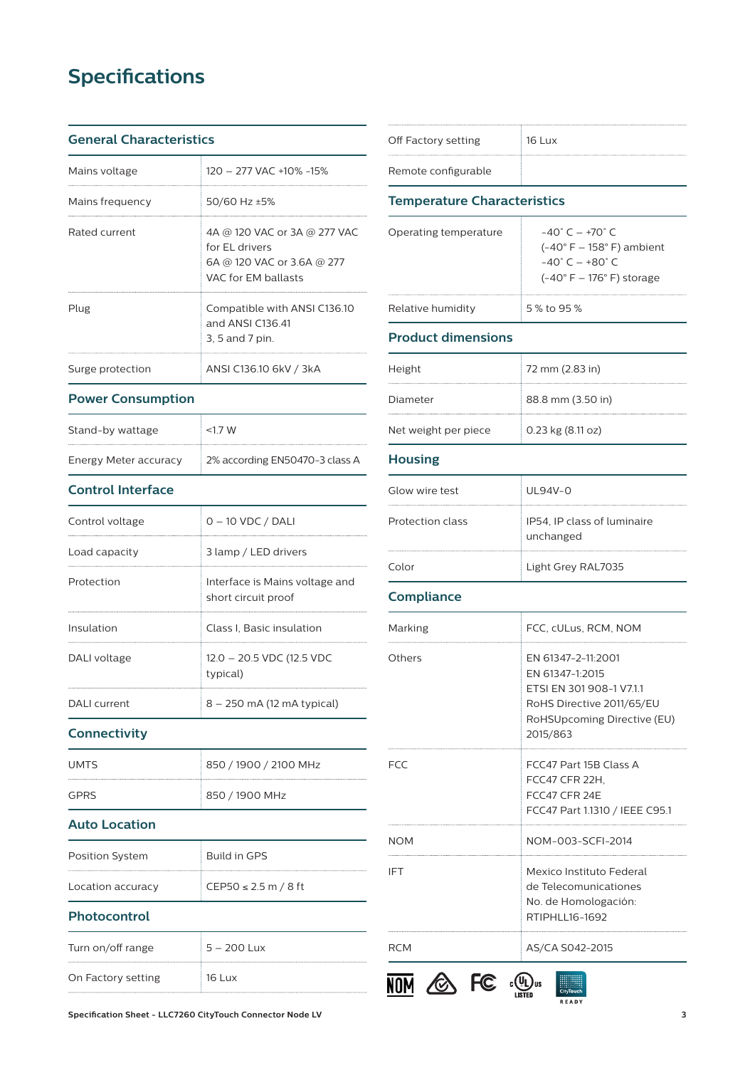# Specifications

## General Characteristics

| | |
|---|---|
| Mains voltage | 120 – 277 VAC +10% -15% |
| Mains frequency | 50/60 Hz ±5% |
| Rated current | 4A @ 120 VAC or 3A @ 277 VAC for EL drivers<br>6A @ 120 VAC or 3.6A @ 277 VAC for EM ballasts |
| Plug | Compatible with ANSI C136.10 and ANSI C136.41<br>3, 5 and 7 pin. |
| Surge protection | ANSI C136.10 6kV / 3kA |

## Power Consumption

| | |
|---|---|
| Stand-by wattage | <1.7 W |
| Energy Meter accuracy | 2% according EN50470-3 class A |

## Control Interface

| | |
|---|---|
| Control voltage | 0 – 10 VDC / DALI |
| Load capacity | 3 lamp / LED drivers |
| Protection | Interface is Mains voltage and short circuit proof |
| Insulation | Class I, Basic insulation |
| DALI voltage | 12.0 – 20.5 VDC (12.5 VDC typical) |
| DALI current | 8 – 250 mA (12 mA typical) |

## Connectivity

| | |
|---|---|
| UMTS | 850 / 1900 / 2100 MHz |
| GPRS | 850 / 1900 MHz |

## Auto Location

| | |
|---|---|
| Position System | Build in GPS |
| Location accuracy | CEP50 ≤ 2.5 m / 8 ft |

## Photocontrol

| | |
|---|---|
| Turn on/off range | 5 – 200 Lux |
| On Factory setting | 16 Lux |
| Off Factory setting | 16 Lux |
| Remote configurable | |

## Temperature Characteristics

| | |
|---|---|
| Operating temperature | -40˚ C – +70˚ C<br>(-40° F – 158° F) ambient<br>-40˚ C – +80˚ C<br>(-40° F – 176° F) storage |
| Relative humidity | 5 % to 95 % |

## Product dimensions

| | |
|---|---|
| Height | 72 mm (2.83 in) |
| Diameter | 88.8 mm (3.50 in) |
| Net weight per piece | 0.23 kg (8.11 oz) |

## Housing

| | |
|---|---|
| Glow wire test | UL94V-0 |
| Protection class | IP54, IP class of luminaire unchanged |
| Color | Light Grey RAL7035 |

## Compliance

| | |
|---|---|
| Marking | FCC, cULus, RCM, NOM |
| Others | EN 61347-2-11:2001<br>EN 61347-1:2015<br>ETSI EN 301 908-1 V7.1.1<br>RoHS Directive 2011/65/EU<br>RoHSUpcoming Directive (EU) 2015/863 |
| FCC | FCC47 Part 15B Class A<br>FCC47 CFR 22H,<br>FCC47 CFR 24E<br>FCC47 Part 1.1310 / IEEE C95.1 |
| NOM | NOM-003-SCFI-2014 |
| IFT | Mexico Instituto Federal de Telecomunicaciones<br>No. de Homologación: RTIPHLL16-1692 |
| RCM | AS/CA S042-2015 |

NOM · FC · c UL us LISTED · CityTouch READY

Specification Sheet - LLC7260 CityTouch Connector Node LV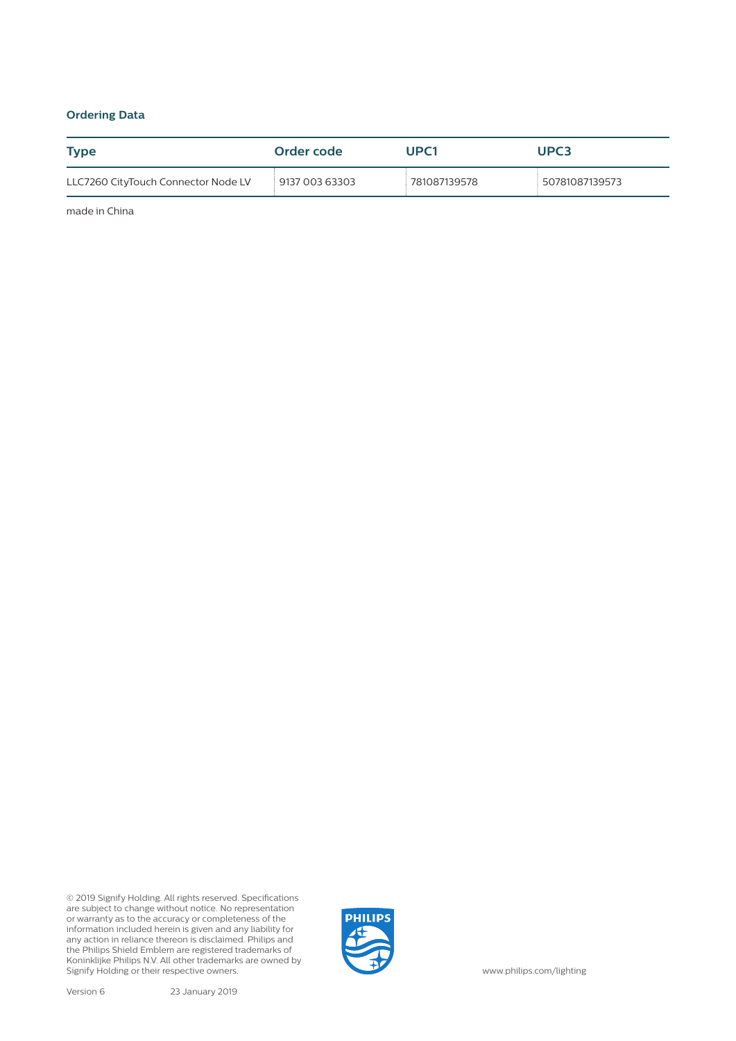## Ordering Data

| Type | Order code | UPC1 | UPC3 |
|---|---|---|---|
| LLC7260 CityTouch Connector Node LV | 9137 003 63303 | 781087139578 | 50781087139573 |

made in China

© 2019 Signify Holding. All rights reserved. Specifications are subject to change without notice. No representation or warranty as to the accuracy or completeness of the information included herein is given and any liability for any action in reliance thereon is disclaimed. Philips and the Philips Shield Emblem are registered trademarks of Koninklijke Philips N.V. All other trademarks are owned by Signify Holding or their respective owners.

www.philips.com/lighting

Version 6 23 January 2019